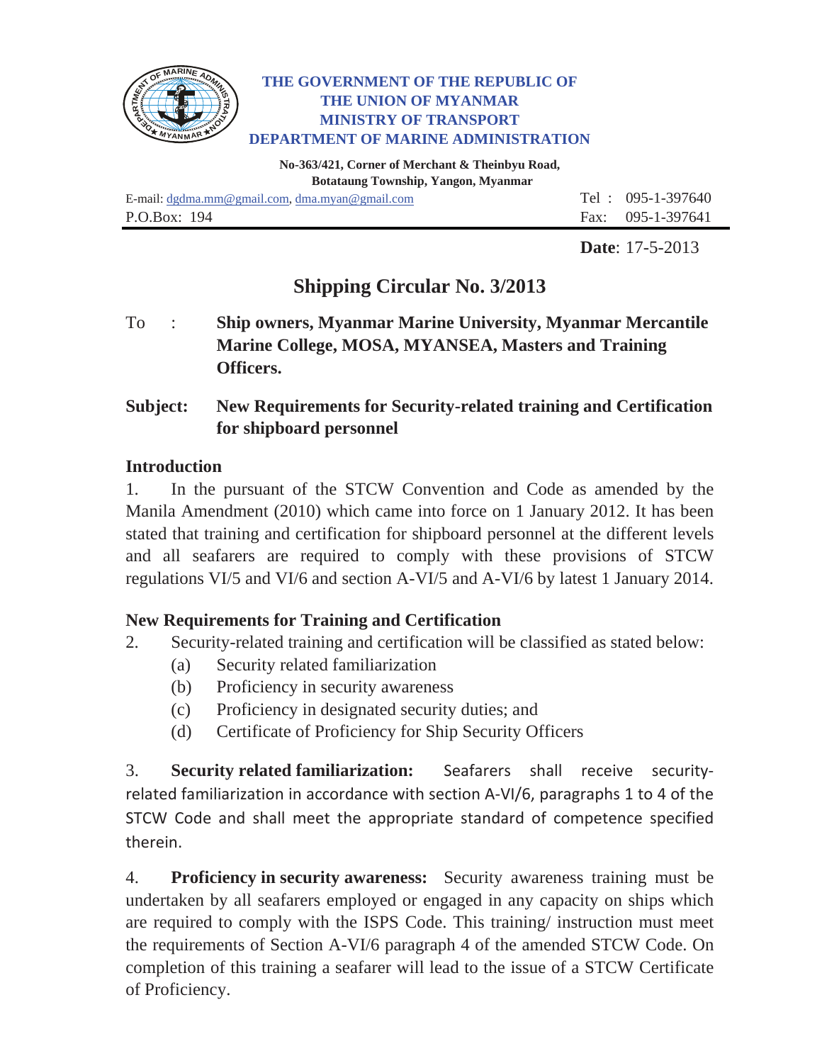**THE GOVERNMENT OF THE REPUBLIC OF THE UNION OF MYANMAR**
**MINISTRY OF TRANSPORT**
**DEPARTMENT OF MARINE ADMINISTRATION**

**No-363/421, Corner of Merchant & Theinbyu Road,**
**Botataung Township, Yangon, Myanmar**

E-mail: dgdma.mm@gmail.com, dma.myan@gmail.com — Tel : 095-1-397640
P.O.Box: 194 — Fax: 095-1-397641

**Date**: 17-5-2013

# Shipping Circular No. 3/2013

To : **Ship owners, Myanmar Marine University, Myanmar Mercantile Marine College, MOSA, MYANSEA, Masters and Training Officers.**

**Subject: New Requirements for Security-related training and Certification for shipboard personnel**

## Introduction

1. In the pursuant of the STCW Convention and Code as amended by the Manila Amendment (2010) which came into force on 1 January 2012. It has been stated that training and certification for shipboard personnel at the different levels and all seafarers are required to comply with these provisions of STCW regulations VI/5 and VI/6 and section A-VI/5 and A-VI/6 by latest 1 January 2014.

## New Requirements for Training and Certification

2. Security-related training and certification will be classified as stated below:
   - (a) Security related familiarization
   - (b) Proficiency in security awareness
   - (c) Proficiency in designated security duties; and
   - (d) Certificate of Proficiency for Ship Security Officers

3. **Security related familiarization:** Seafarers shall receive security-related familiarization in accordance with section A-VI/6, paragraphs 1 to 4 of the STCW Code and shall meet the appropriate standard of competence specified therein.

4. **Proficiency in security awareness:** Security awareness training must be undertaken by all seafarers employed or engaged in any capacity on ships which are required to comply with the ISPS Code. This training/ instruction must meet the requirements of Section A-VI/6 paragraph 4 of the amended STCW Code. On completion of this training a seafarer will lead to the issue of a STCW Certificate of Proficiency.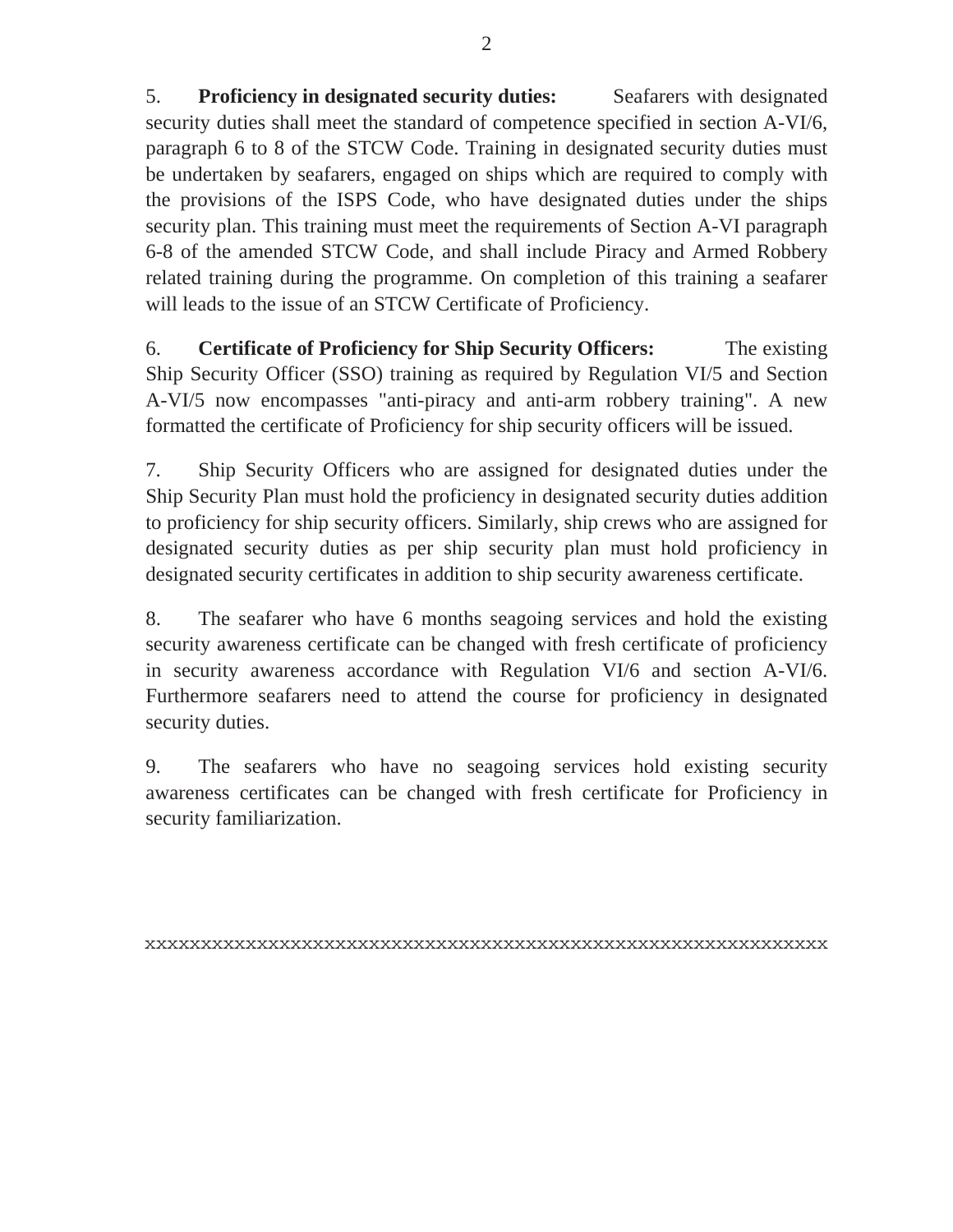5. **Proficiency in designated security duties:** Seafarers with designated security duties shall meet the standard of competence specified in section A-VI/6, paragraph 6 to 8 of the STCW Code. Training in designated security duties must be undertaken by seafarers, engaged on ships which are required to comply with the provisions of the ISPS Code, who have designated duties under the ships security plan. This training must meet the requirements of Section A-VI paragraph 6-8 of the amended STCW Code, and shall include Piracy and Armed Robbery related training during the programme. On completion of this training a seafarer will leads to the issue of an STCW Certificate of Proficiency.

6. **Certificate of Proficiency for Ship Security Officers:** The existing Ship Security Officer (SSO) training as required by Regulation VI/5 and Section A-VI/5 now encompasses "anti-piracy and anti-arm robbery training". A new formatted the certificate of Proficiency for ship security officers will be issued.

7. Ship Security Officers who are assigned for designated duties under the Ship Security Plan must hold the proficiency in designated security duties addition to proficiency for ship security officers. Similarly, ship crews who are assigned for designated security duties as per ship security plan must hold proficiency in designated security certificates in addition to ship security awareness certificate.

8. The seafarer who have 6 months seagoing services and hold the existing security awareness certificate can be changed with fresh certificate of proficiency in security awareness accordance with Regulation VI/6 and section A-VI/6. Furthermore seafarers need to attend the course for proficiency in designated security duties.

9. The seafarers who have no seagoing services hold existing security awareness certificates can be changed with fresh certificate for Proficiency in security familiarization.

xxxxxxxxxxxxxxxxxxxxxxxxxxxxxxxxxxxxxxxxxxxxxxxxxxxxxxxxxxxxxx